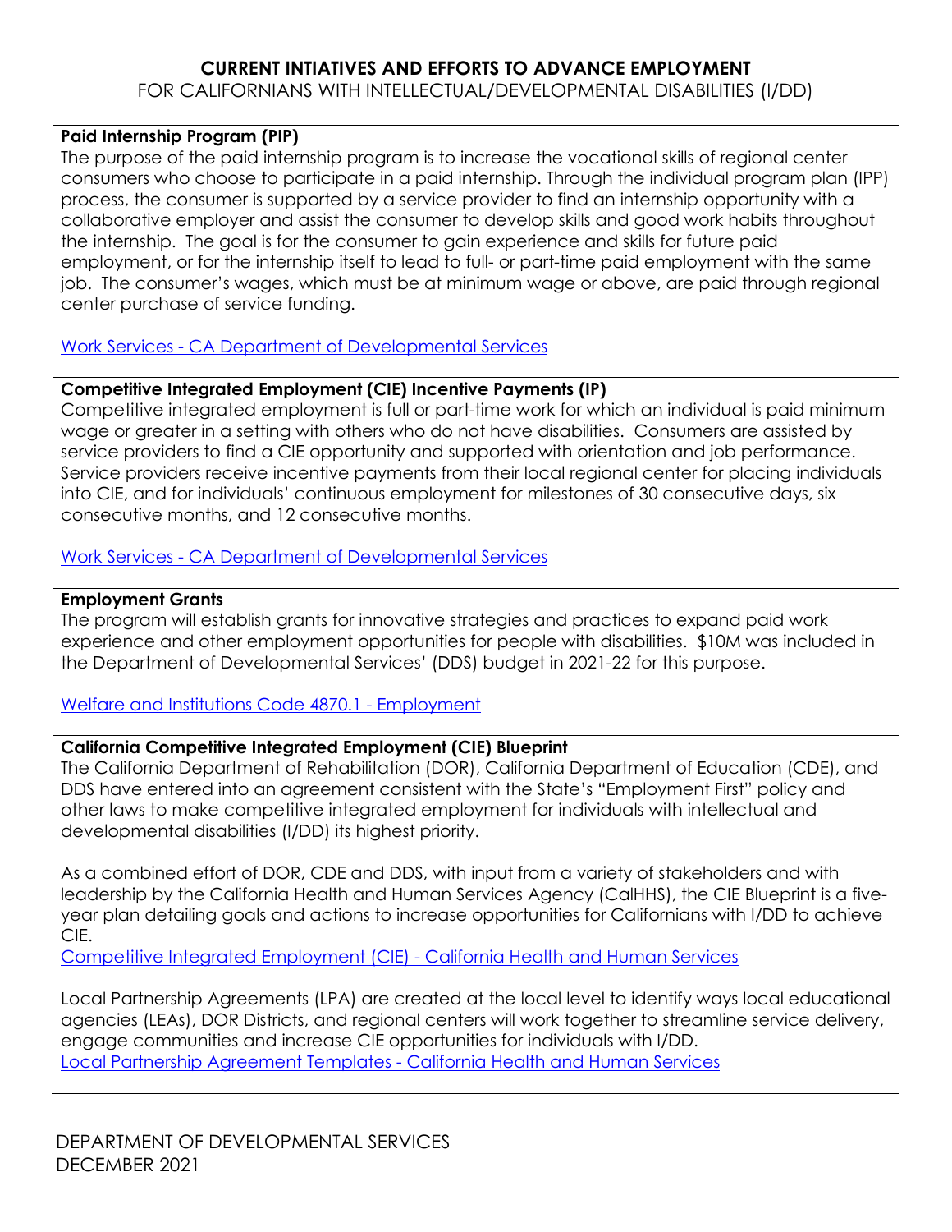# CURRENT INTIATIVES AND EFFORTS TO ADVANCE EMPLOYMENT

FOR CALIFORNIANS WITH INTELLECTUAL/DEVELOPMENTAL DISABILITIES (I/DD)

---

## Paid Internship Program (PIP)

The purpose of the paid internship program is to increase the vocational skills of regional center consumers who choose to participate in a paid internship. Through the individual program plan (IPP) process, the consumer is supported by a service provider to find an internship opportunity with a collaborative employer and assist the consumer to develop skills and good work habits throughout the internship. The goal is for the consumer to gain experience and skills for future paid employment, or for the internship itself to lead to full- or part-time paid employment with the same job. The consumer's wages, which must be at minimum wage or above, are paid through regional center purchase of service funding.

Work Services - CA Department of Developmental Services

---

## Competitive Integrated Employment (CIE) Incentive Payments (IP)

Competitive integrated employment is full or part-time work for which an individual is paid minimum wage or greater in a setting with others who do not have disabilities. Consumers are assisted by service providers to find a CIE opportunity and supported with orientation and job performance. Service providers receive incentive payments from their local regional center for placing individuals into CIE, and for individuals' continuous employment for milestones of 30 consecutive days, six consecutive months, and 12 consecutive months.

Work Services - CA Department of Developmental Services

---

## Employment Grants

The program will establish grants for innovative strategies and practices to expand paid work experience and other employment opportunities for people with disabilities. $10M was included in the Department of Developmental Services' (DDS) budget in 2021-22 for this purpose.

Welfare and Institutions Code 4870.1 - Employment

---

## California Competitive Integrated Employment (CIE) Blueprint

The California Department of Rehabilitation (DOR), California Department of Education (CDE), and DDS have entered into an agreement consistent with the State's "Employment First" policy and other laws to make competitive integrated employment for individuals with intellectual and developmental disabilities (I/DD) its highest priority.

As a combined effort of DOR, CDE and DDS, with input from a variety of stakeholders and with leadership by the California Health and Human Services Agency (CalHHS), the CIE Blueprint is a five-year plan detailing goals and actions to increase opportunities for Californians with I/DD to achieve CIE.

Competitive Integrated Employment (CIE) - California Health and Human Services

Local Partnership Agreements (LPA) are created at the local level to identify ways local educational agencies (LEAs), DOR Districts, and regional centers will work together to streamline service delivery, engage communities and increase CIE opportunities for individuals with I/DD.

Local Partnership Agreement Templates - California Health and Human Services

---

DEPARTMENT OF DEVELOPMENTAL SERVICES
DECEMBER 2021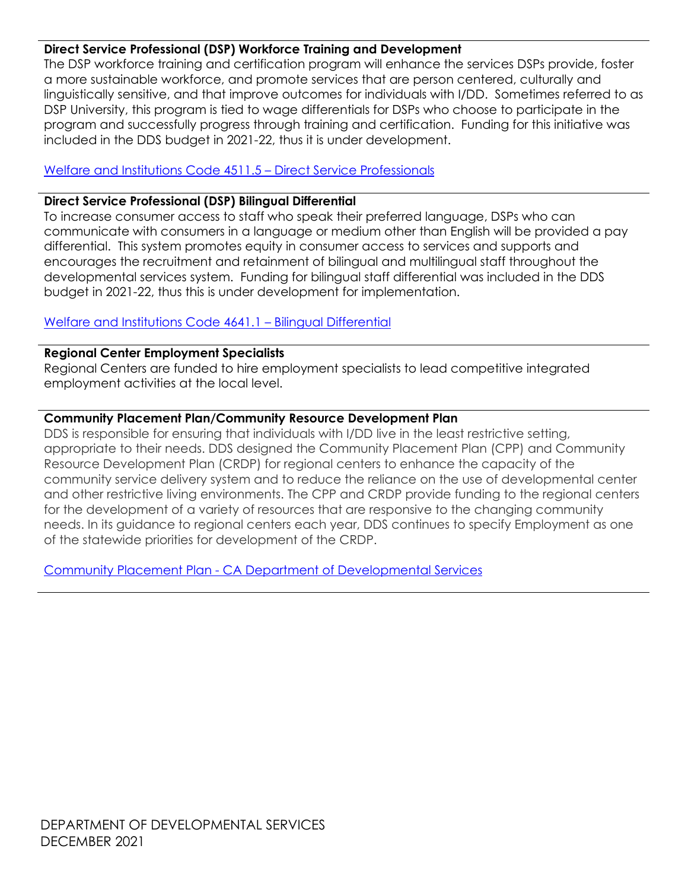**Direct Service Professional (DSP) Workforce Training and Development**

The DSP workforce training and certification program will enhance the services DSPs provide, foster a more sustainable workforce, and promote services that are person centered, culturally and linguistically sensitive, and that improve outcomes for individuals with I/DD. Sometimes referred to as DSP University, this program is tied to wage differentials for DSPs who choose to participate in the program and successfully progress through training and certification. Funding for this initiative was included in the DDS budget in 2021-22, thus it is under development.

Welfare and Institutions Code 4511.5 – Direct Service Professionals

**Direct Service Professional (DSP) Bilingual Differential**

To increase consumer access to staff who speak their preferred language, DSPs who can communicate with consumers in a language or medium other than English will be provided a pay differential. This system promotes equity in consumer access to services and supports and encourages the recruitment and retainment of bilingual and multilingual staff throughout the developmental services system. Funding for bilingual staff differential was included in the DDS budget in 2021-22, thus this is under development for implementation.

Welfare and Institutions Code 4641.1 – Bilingual Differential

**Regional Center Employment Specialists**

Regional Centers are funded to hire employment specialists to lead competitive integrated employment activities at the local level.

**Community Placement Plan/Community Resource Development Plan**

DDS is responsible for ensuring that individuals with I/DD live in the least restrictive setting, appropriate to their needs. DDS designed the Community Placement Plan (CPP) and Community Resource Development Plan (CRDP) for regional centers to enhance the capacity of the community service delivery system and to reduce the reliance on the use of developmental center and other restrictive living environments. The CPP and CRDP provide funding to the regional centers for the development of a variety of resources that are responsive to the changing community needs. In its guidance to regional centers each year, DDS continues to specify Employment as one of the statewide priorities for development of the CRDP.

Community Placement Plan - CA Department of Developmental Services